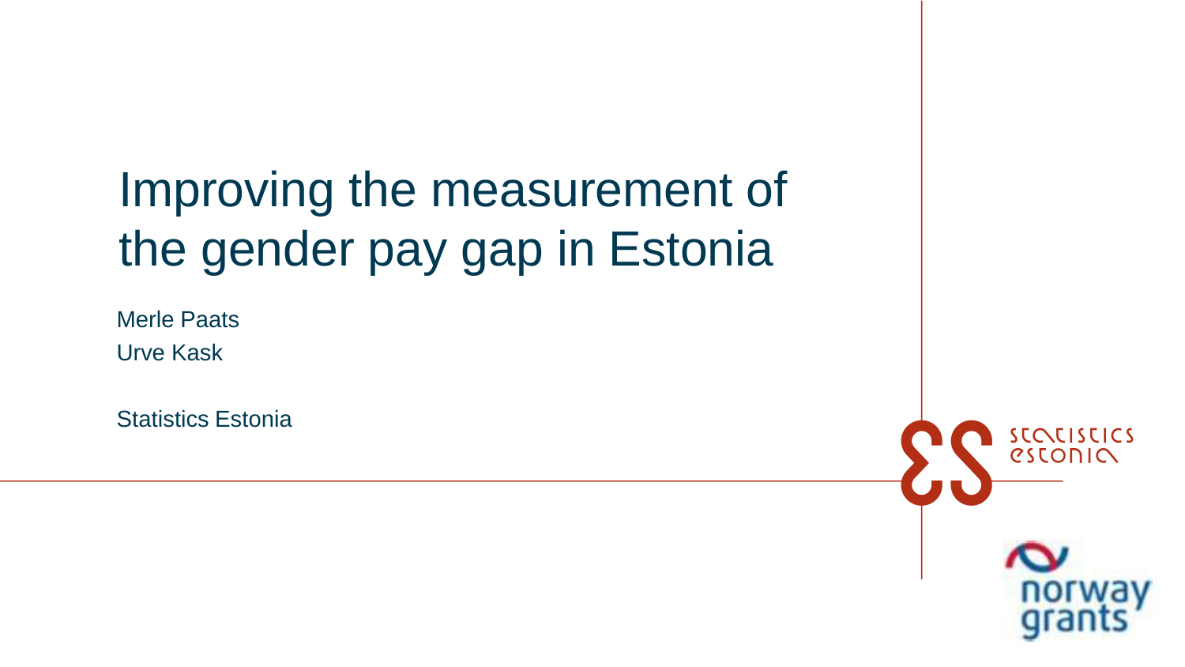# Improving the measurement of the gender pay gap in Estonia

Merle Paats

Urve Kask

Statistics Estonia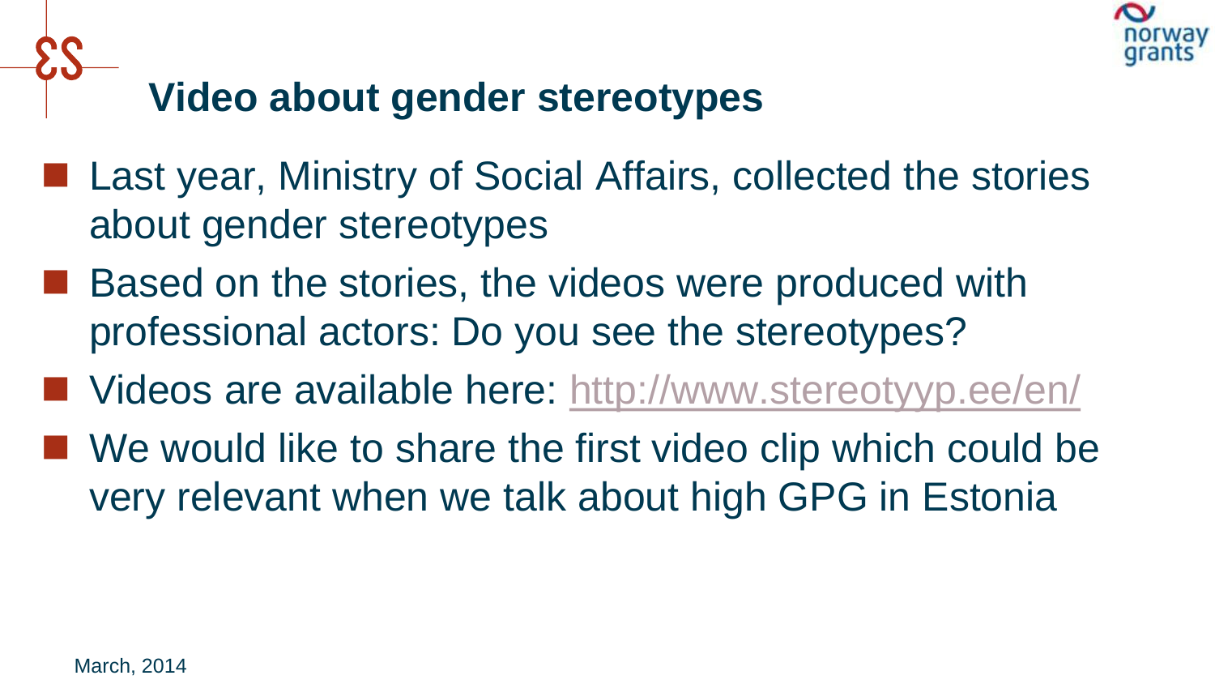## Video about gender stereotypes

- Last year, Ministry of Social Affairs, collected the stories about gender stereotypes
- Based on the stories, the videos were produced with professional actors: Do you see the stereotypes?
- Videos are available here: [http://www.stereotyyp.ee/en/](http://www.stereotyyp.ee/en/)
- We would like to share the first video clip which could be very relevant when we talk about high GPG in Estonia

March, 2014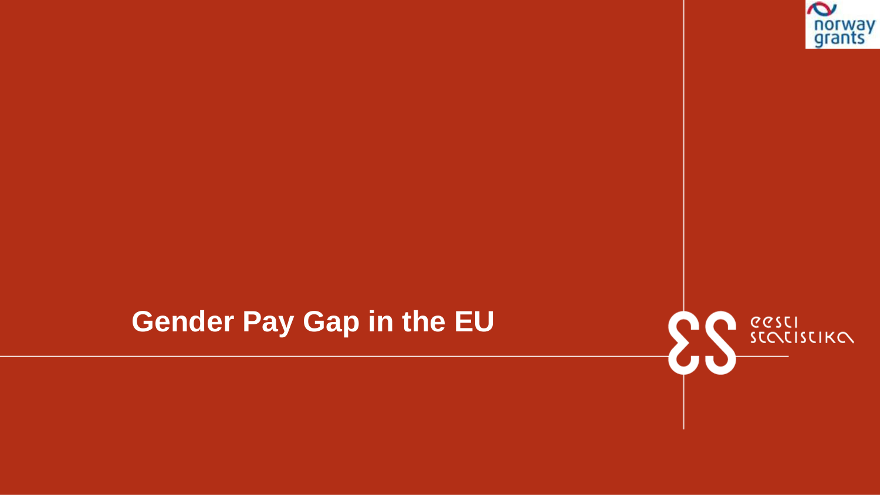# Gender Pay Gap in the EU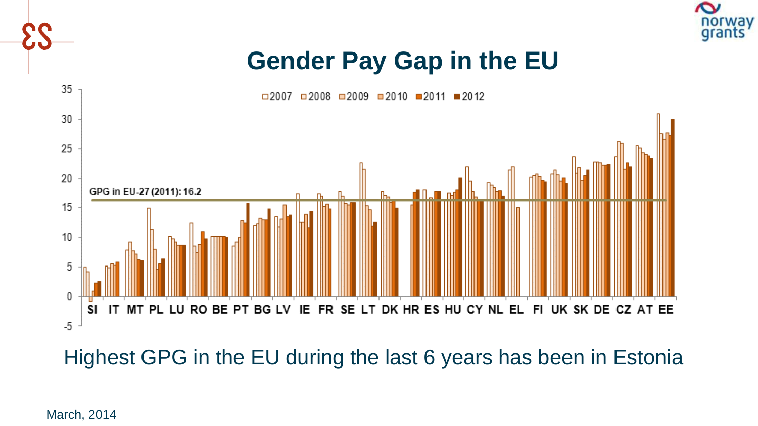# Gender Pay Gap in the EU

□2007 □2008 □2009 □2010 ■2011 ■2012

GPG in EU-27 (2011): 16.2

SI IT MT PL LU RO BE PT BG LV IE FR SE LT DK HR ES HU CY NL EL FI UK SK DE CZ AT EE

Highest GPG in the EU during the last 6 years has been in Estonia

March, 2014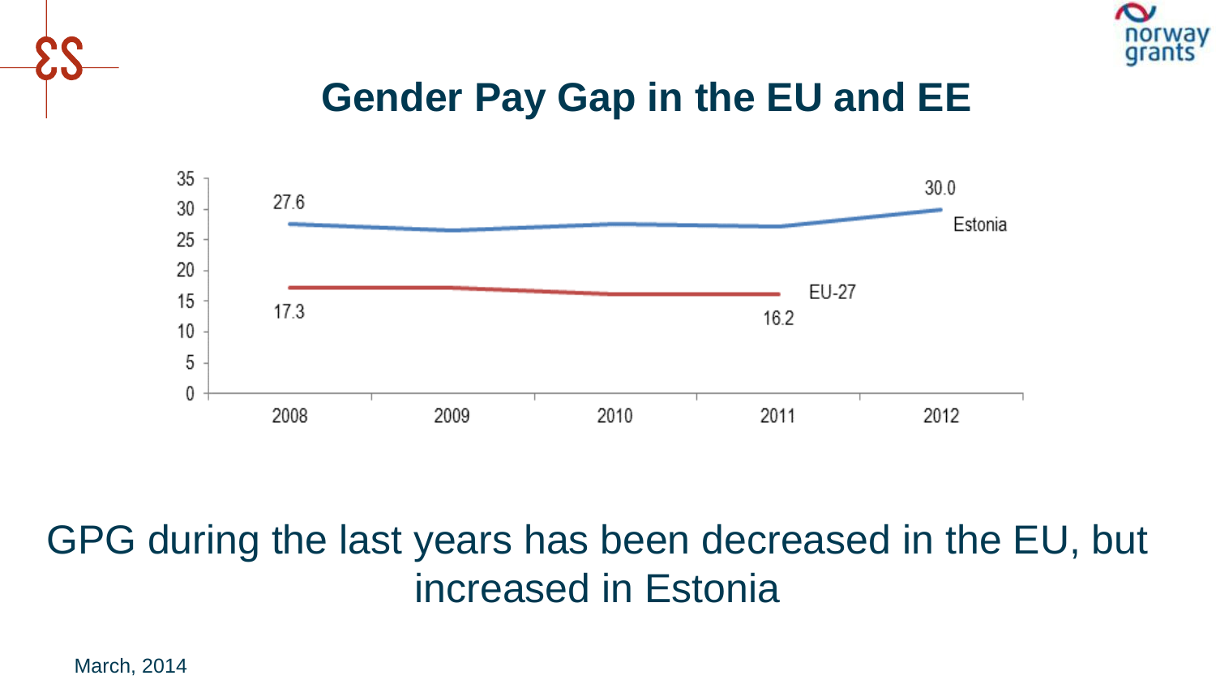## Gender Pay Gap in the EU and EE

GPG during the last years has been decreased in the EU, but increased in Estonia

March, 2014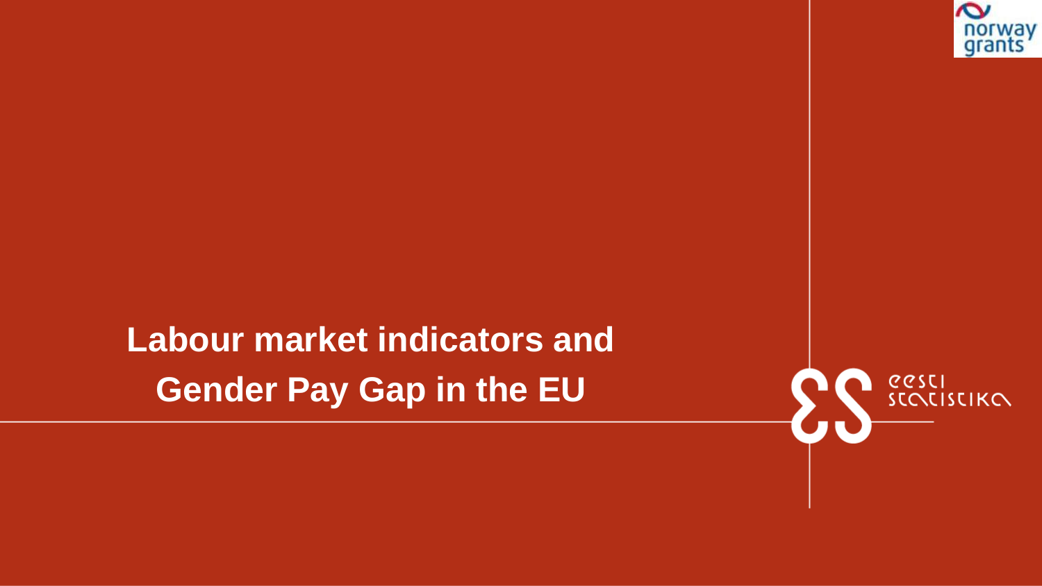# Labour market indicators and Gender Pay Gap in the EU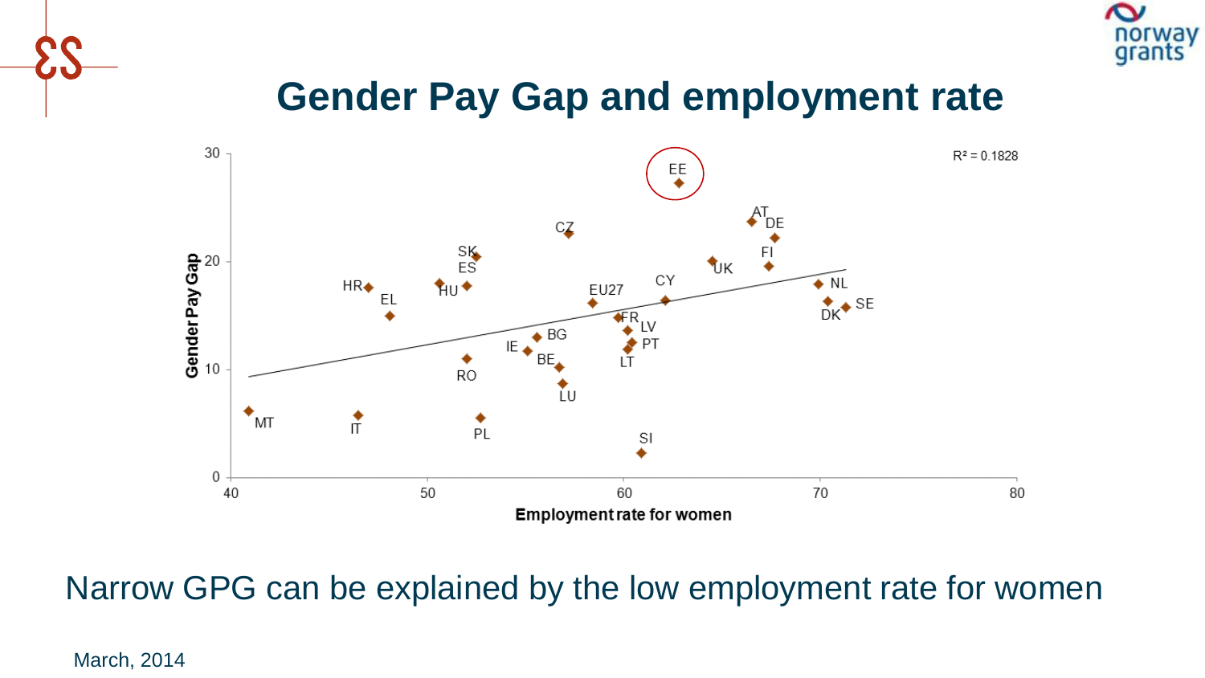# Gender Pay Gap and employment rate

Narrow GPG can be explained by the low employment rate for women

March, 2014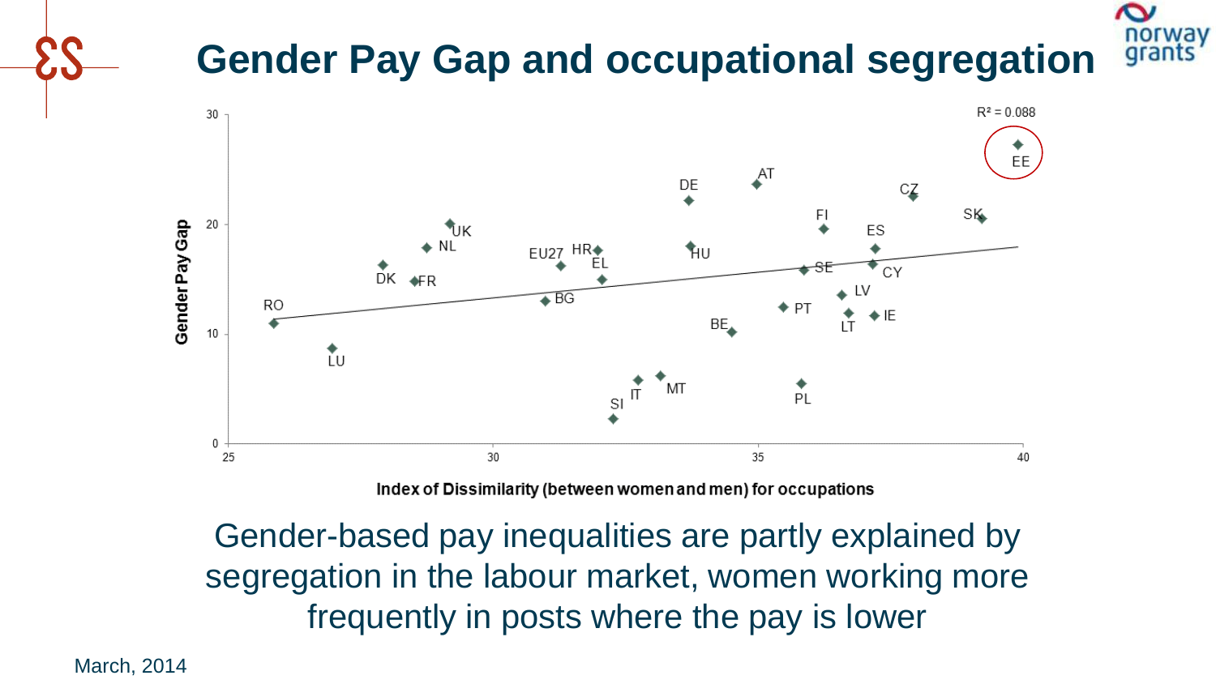# Gender Pay Gap and occupational segregation

$R^2 = 0.088$

Gender Pay Gap

Index of Dissimilarity (between women and men) for occupations

Gender-based pay inequalities are partly explained by segregation in the labour market, women working more frequently in posts where the pay is lower

March, 2014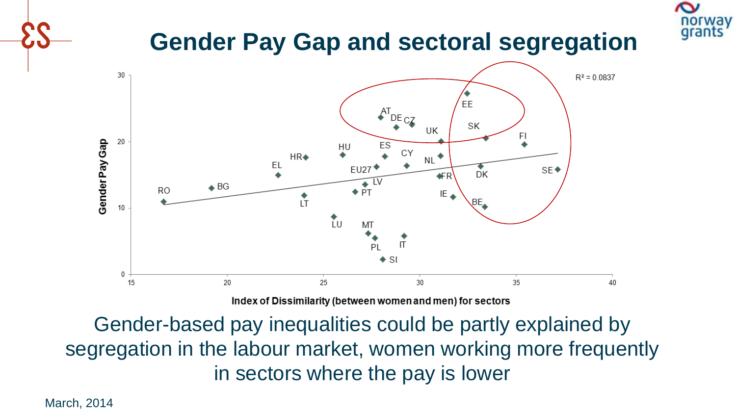# Gender Pay Gap and sectoral segregation

Gender-based pay inequalities could be partly explained by segregation in the labour market, women working more frequently in sectors where the pay is lower

March, 2014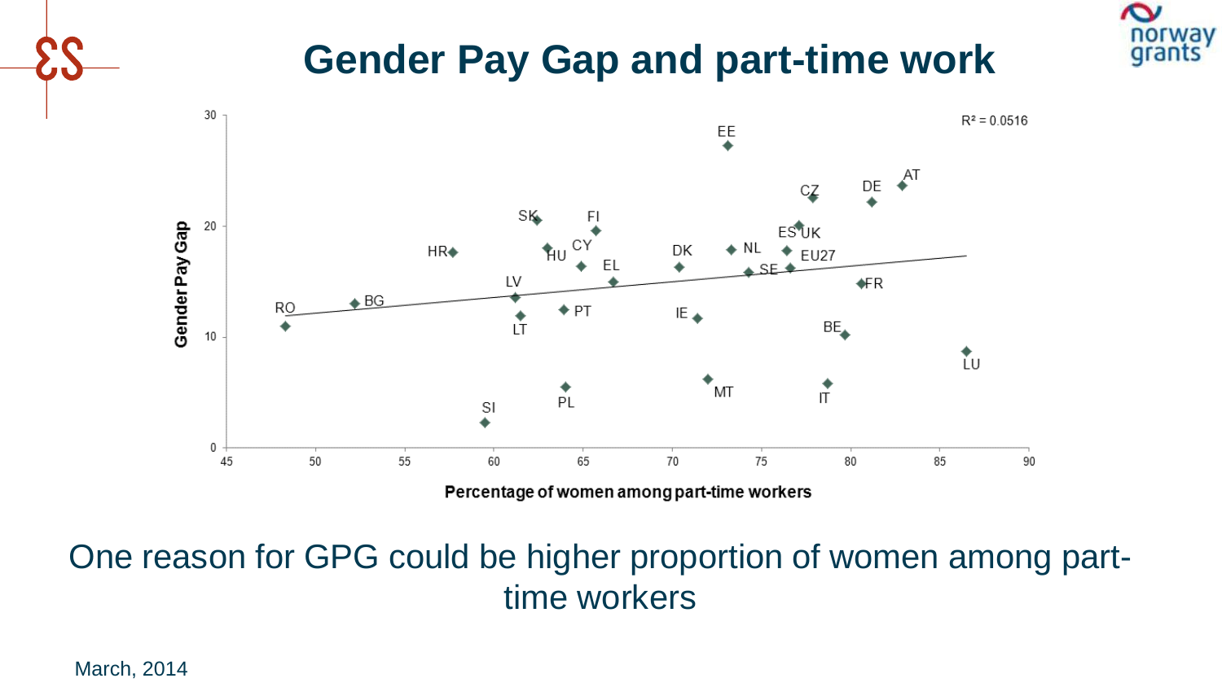# Gender Pay Gap and part-time work

One reason for GPG could be higher proportion of women among part-time workers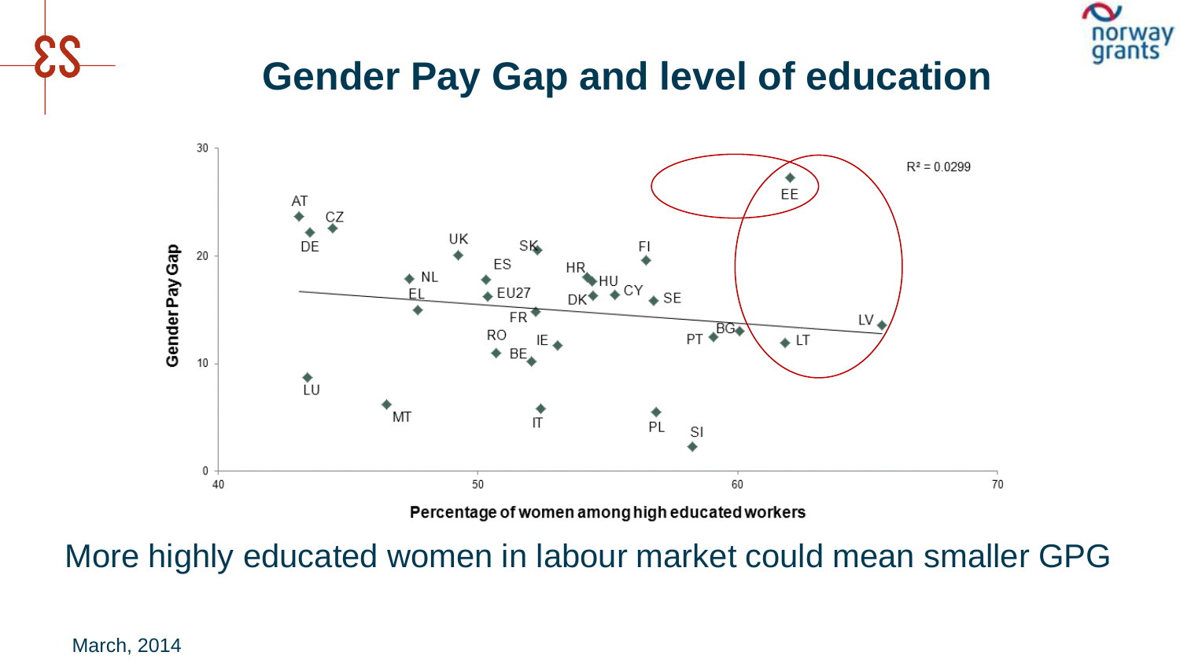# Gender Pay Gap and level of education

More highly educated women in labour market could mean smaller GPG

March, 2014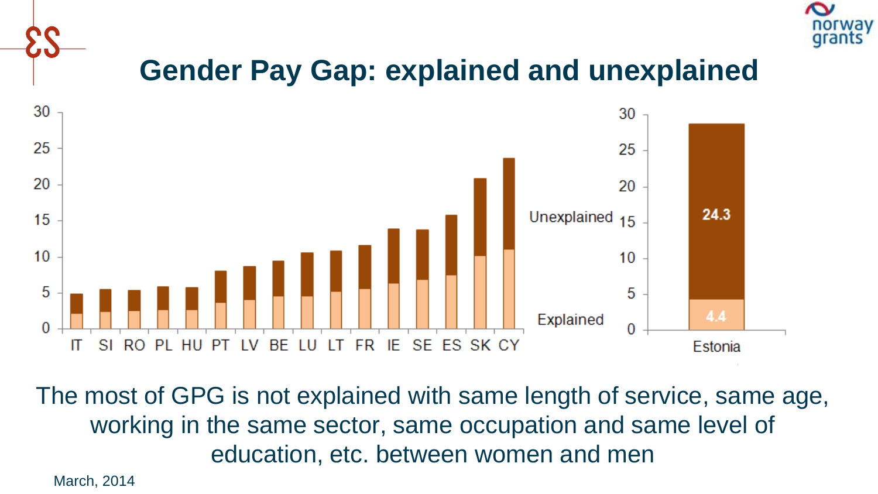# Gender Pay Gap: explained and unexplained

Unexplained

Explained

Estonia: Unexplained 24.3, Explained 4.4

IT SI RO PL HU PT LV BE LU LT FR IE SE ES SK CY

The most of GPG is not explained with same length of service, same age, working in the same sector, same occupation and same level of education, etc. between women and men

March, 2014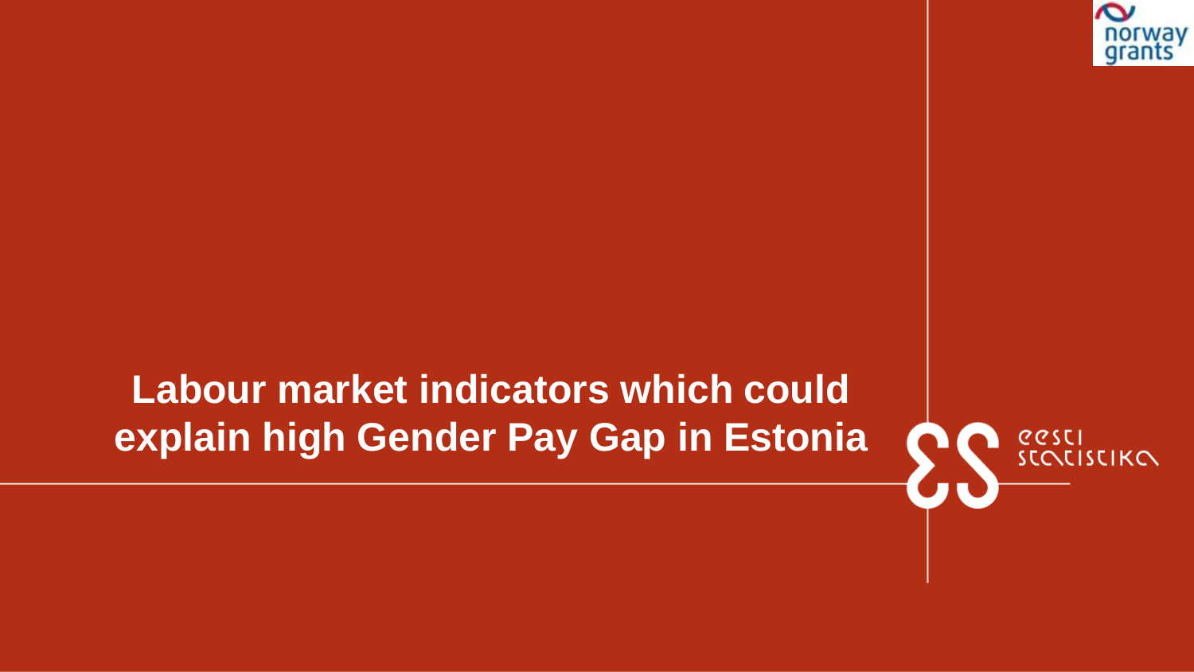# Labour market indicators which could explain high Gender Pay Gap in Estonia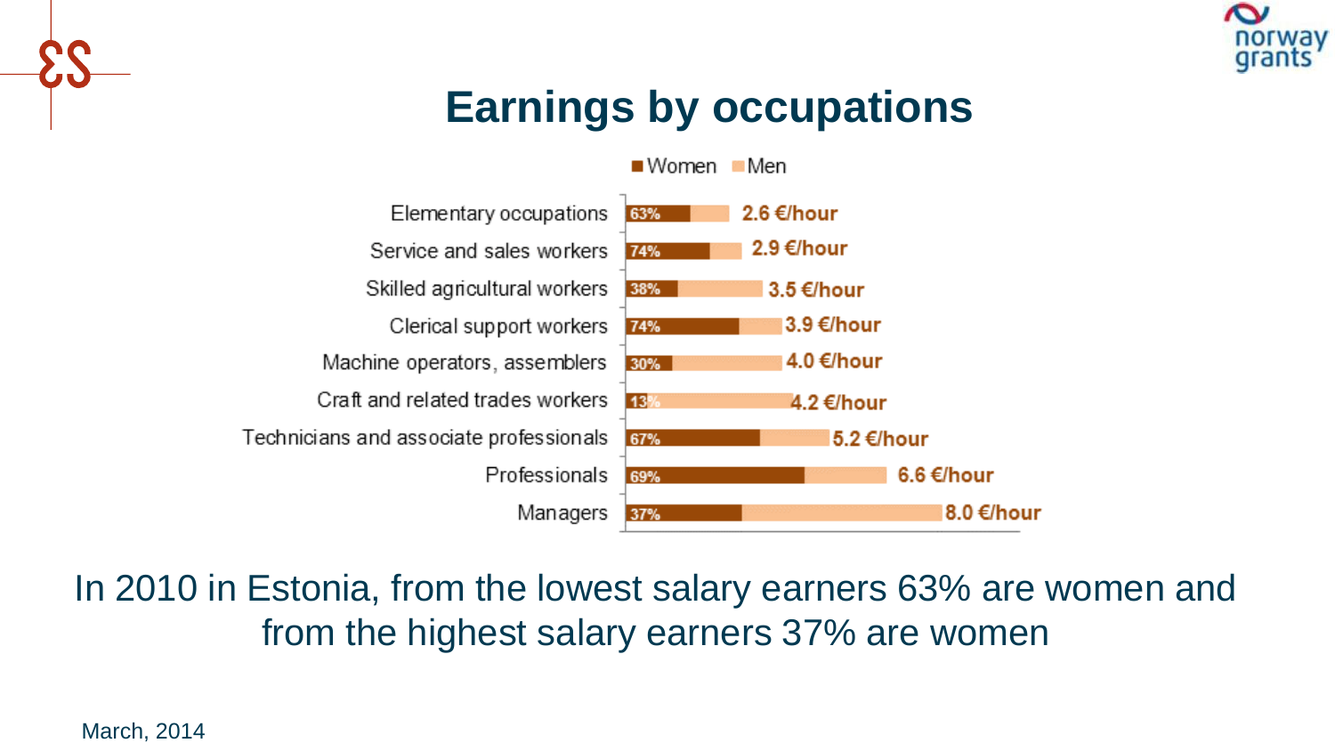# Earnings by occupations

■ Women ■ Men

| Occupation | Women | Earnings |
| --- | --- | --- |
| Elementary occupations | 63% | 2.6 €/hour |
| Service and sales workers | 74% | 2.9 €/hour |
| Skilled agricultural workers | 38% | 3.5 €/hour |
| Clerical support workers | 74% | 3.9 €/hour |
| Machine operators, assemblers | 30% | 4.0 €/hour |
| Craft and related trades workers | 13% | 4.2 €/hour |
| Technicians and associate professionals | 67% | 5.2 €/hour |
| Professionals | 69% | 6.6 €/hour |
| Managers | 37% | 8.0 €/hour |

In 2010 in Estonia, from the lowest salary earners 63% are women and from the highest salary earners 37% are women

March, 2014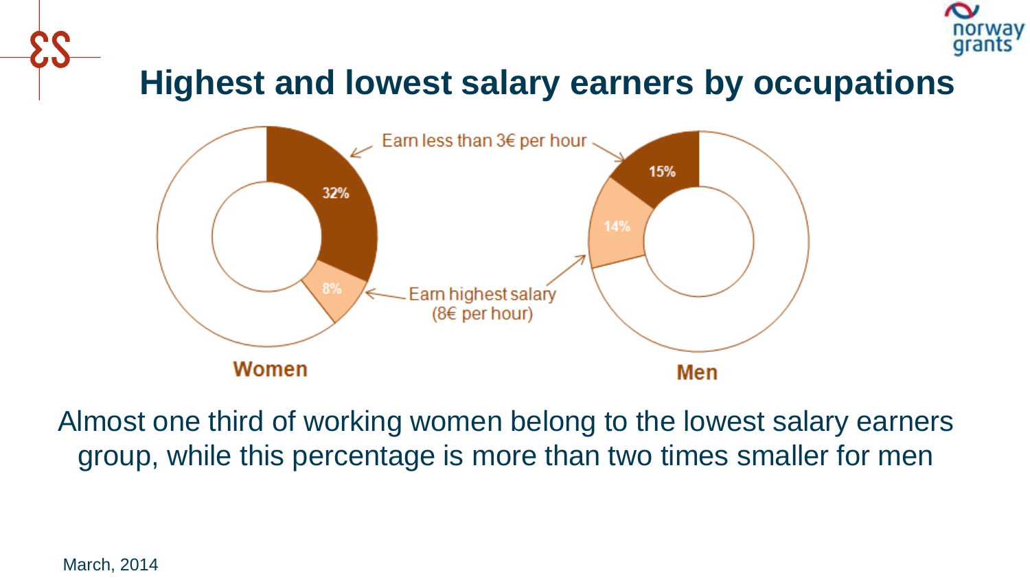## Highest and lowest salary earners by occupations

Earn less than 3€ per hour

| | Women | Men |
|---|---|---|
| Earn less than 3€ per hour | 32% | 15% |
| Earn highest salary (8€ per hour) | 8% | 14% |

Almost one third of working women belong to the lowest salary earners group, while this percentage is more than two times smaller for men

March, 2014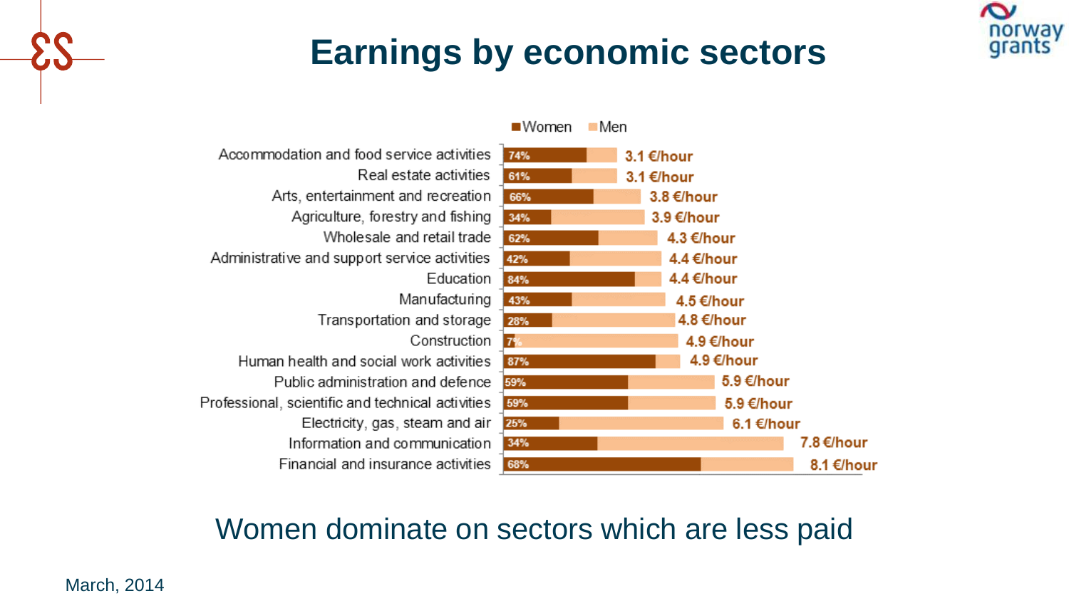# Earnings by economic sectors

| Sector | Women (share) | Earnings |
|---|---|---|
| Accommodation and food service activities | 74% | 3.1 €/hour |
| Real estate activities | 61% | 3.1 €/hour |
| Arts, entertainment and recreation | 66% | 3.8 €/hour |
| Agriculture, forestry and fishing | 34% | 3.9 €/hour |
| Wholesale and retail trade | 62% | 4.3 €/hour |
| Administrative and support service activities | 42% | 4.4 €/hour |
| Education | 84% | 4.4 €/hour |
| Manufacturing | 43% | 4.5 €/hour |
| Transportation and storage | 28% | 4.8 €/hour |
| Construction | 7% | 4.9 €/hour |
| Human health and social work activities | 87% | 4.9 €/hour |
| Public administration and defence | 59% | 5.9 €/hour |
| Professional, scientific and technical activities | 59% | 5.9 €/hour |
| Electricity, gas, steam and air | 25% | 6.1 €/hour |
| Information and communication | 34% | 7.8 €/hour |
| Financial and insurance activities | 68% | 8.1 €/hour |

Women dominate on sectors which are less paid

March, 2014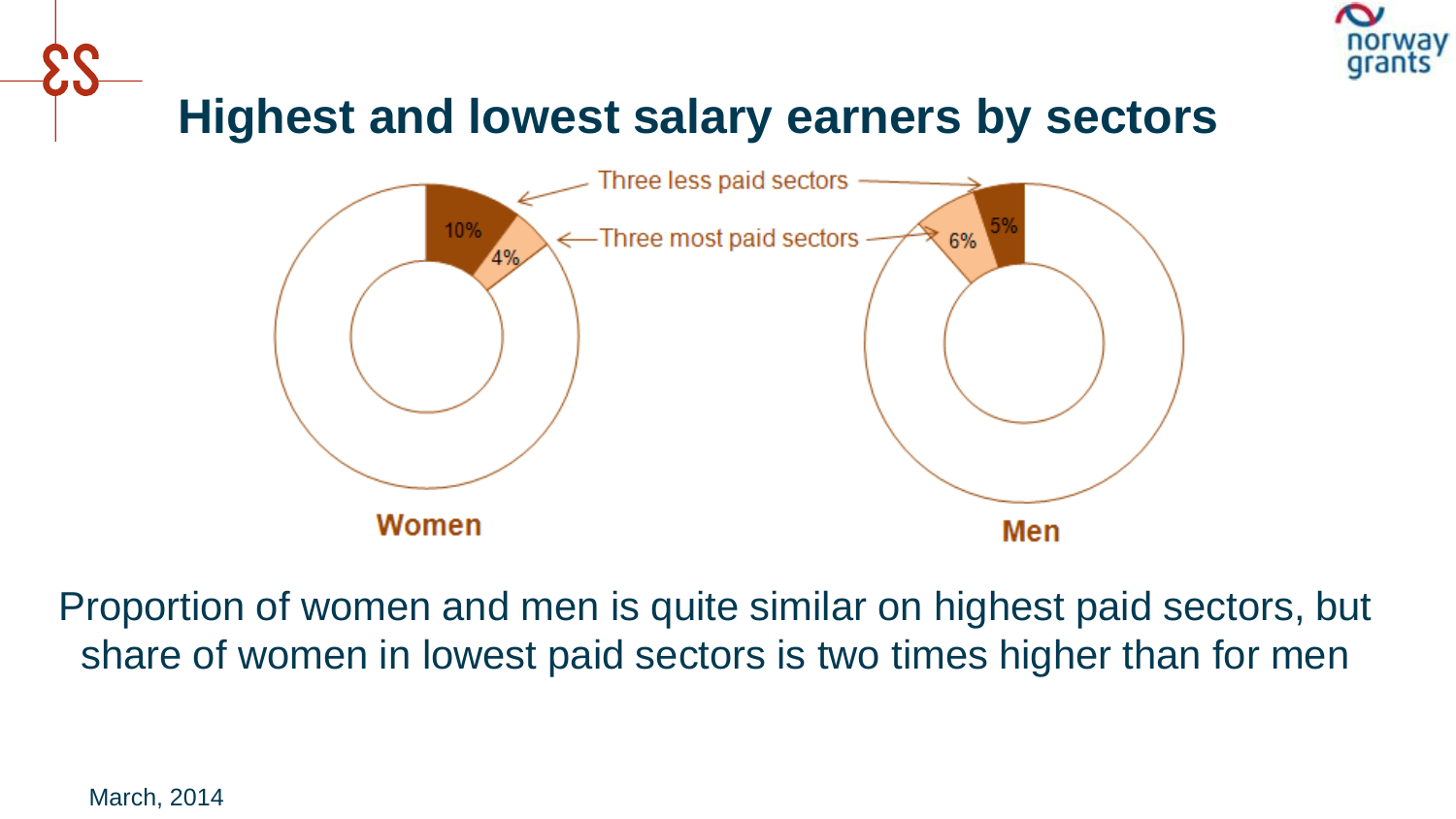# Highest and lowest salary earners by sectors

Three less paid sectors

Three most paid sectors

Women: 10% | 4%

Men: 6% | 5%

Proportion of women and men is quite similar on highest paid sectors, but share of women in lowest paid sectors is two times higher than for men

March, 2014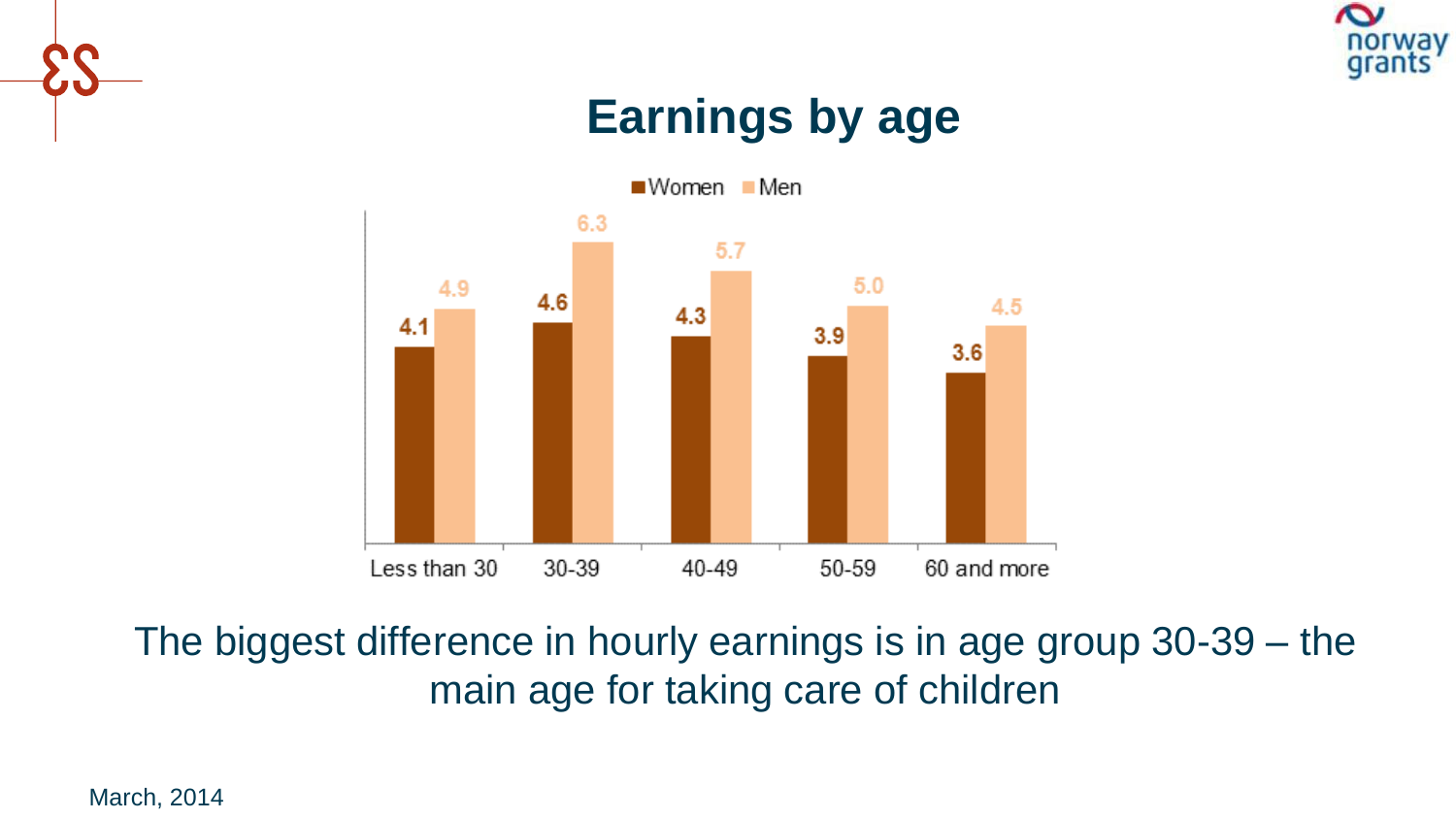# Earnings by age

| | Less than 30 | 30-39 | 40-49 | 50-59 | 60 and more |
|---|---|---|---|---|---|
| Women | 4.1 | 4.6 | 4.3 | 3.9 | 3.6 |
| Men | 4.9 | 6.3 | 5.7 | 5.0 | 4.5 |

The biggest difference in hourly earnings is in age group 30-39 – the main age for taking care of children

March, 2014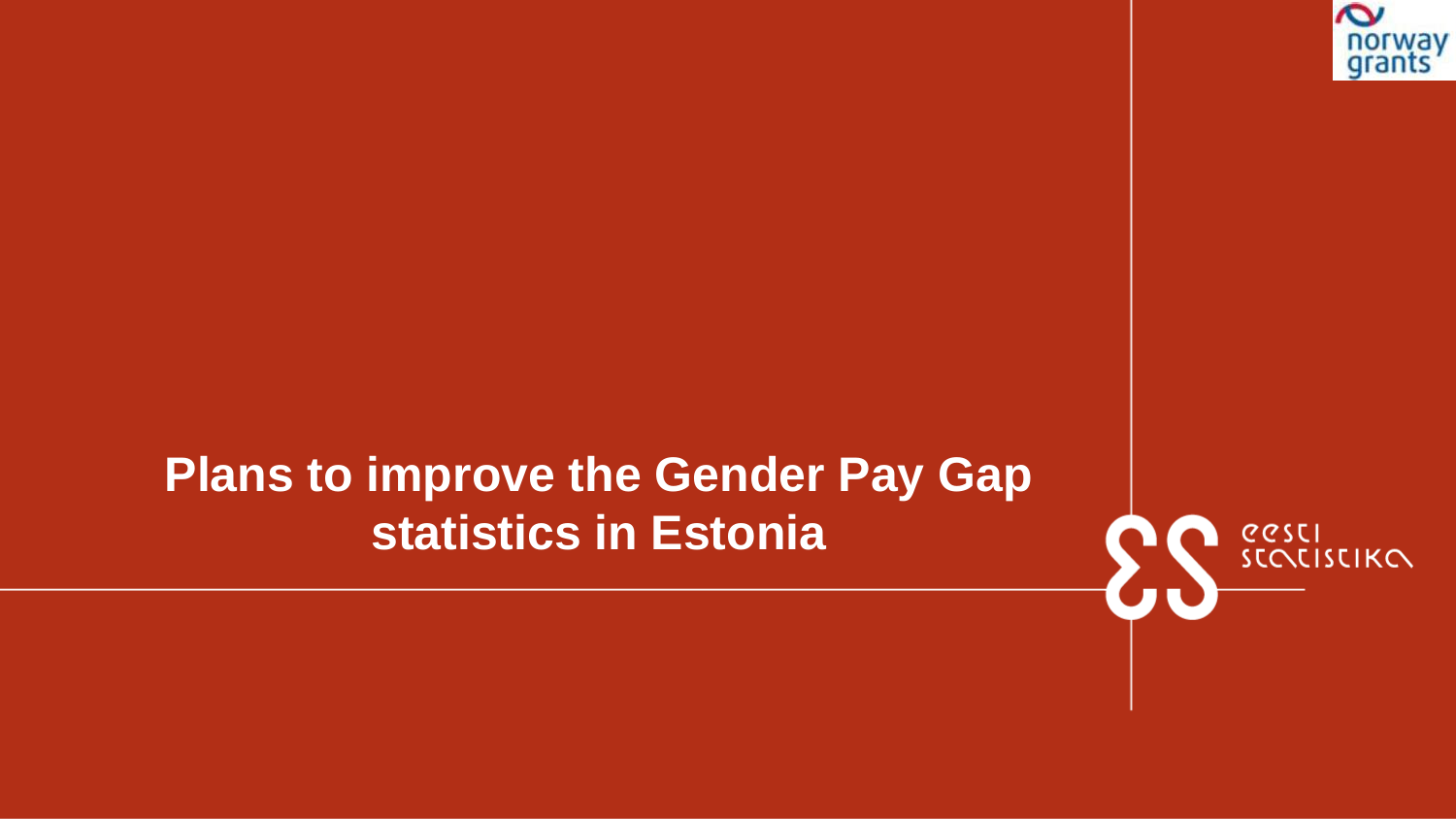# Plans to improve the Gender Pay Gap statistics in Estonia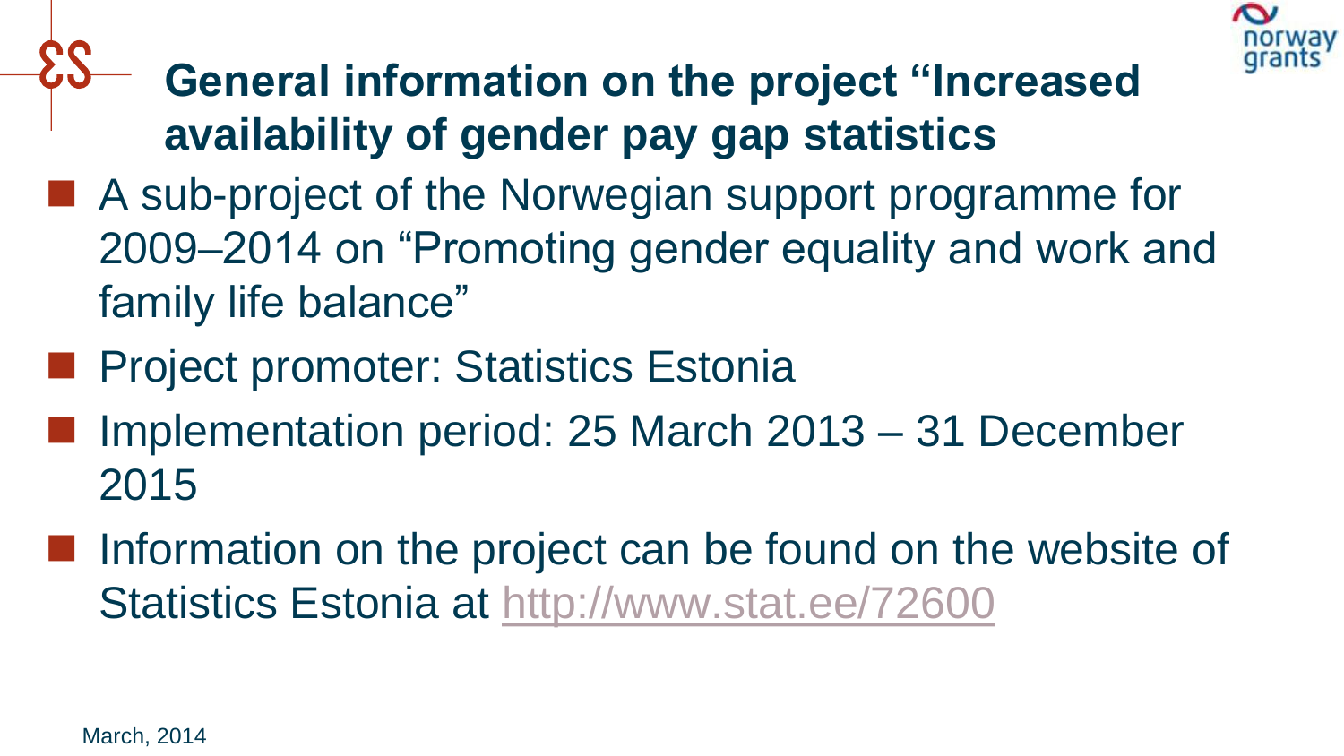## General information on the project "Increased availability of gender pay gap statistics

- A sub-project of the Norwegian support programme for 2009–2014 on "Promoting gender equality and work and family life balance"
- Project promoter: Statistics Estonia
- Implementation period: 25 March 2013 – 31 December 2015
- Information on the project can be found on the website of Statistics Estonia at http://www.stat.ee/72600

March, 2014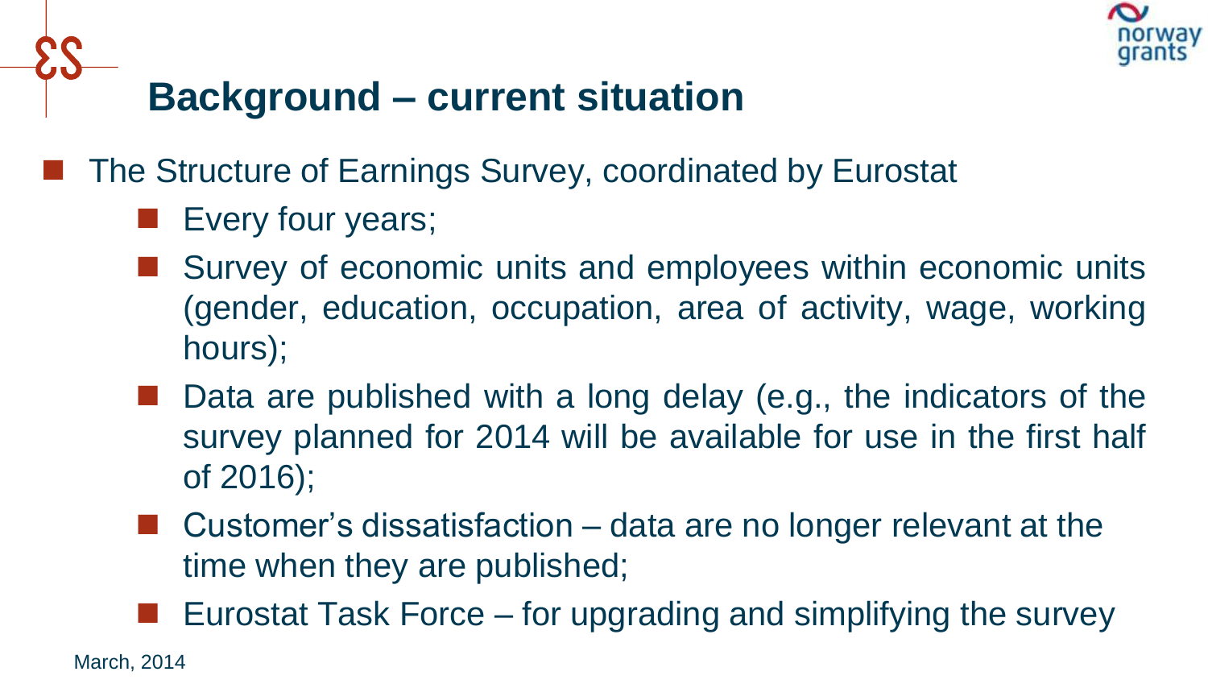# Background – current situation

- The Structure of Earnings Survey, coordinated by Eurostat
  - Every four years;
  - Survey of economic units and employees within economic units (gender, education, occupation, area of activity, wage, working hours);
  - Data are published with a long delay (e.g., the indicators of the survey planned for 2014 will be available for use in the first half of 2016);
  - Customer's dissatisfaction – data are no longer relevant at the time when they are published;
  - Eurostat Task Force – for upgrading and simplifying the survey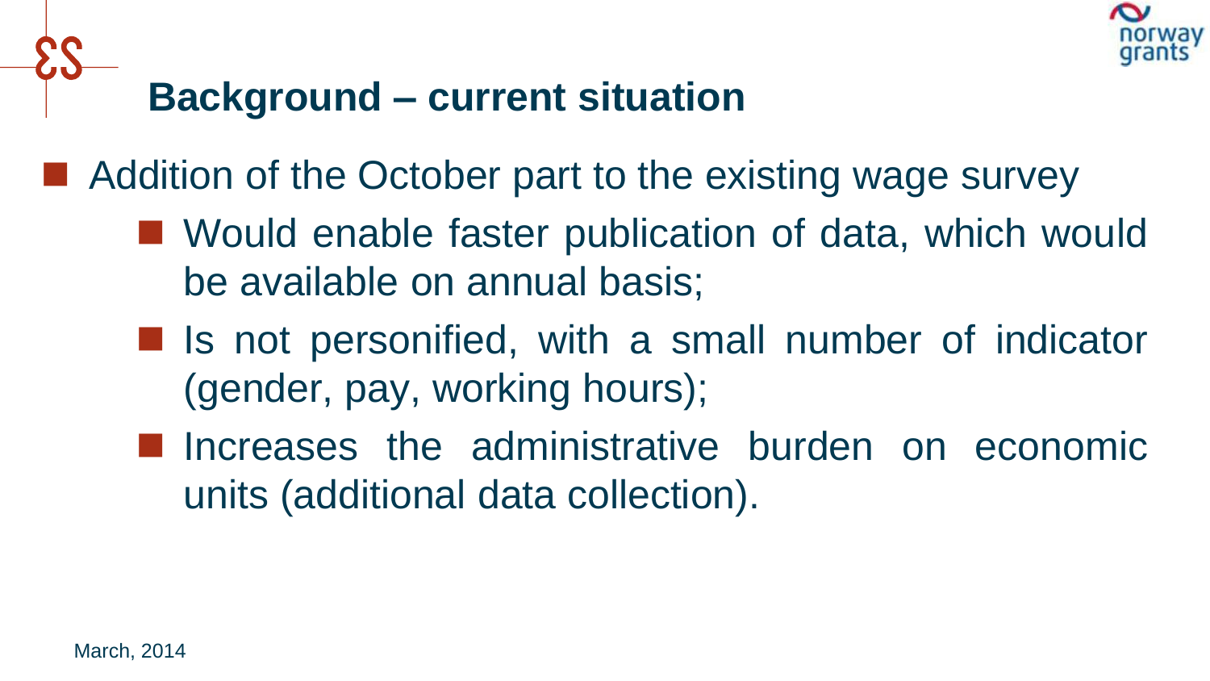## Background – current situation

- Addition of the October part to the existing wage survey
  - Would enable faster publication of data, which would be available on annual basis;
  - Is not personified, with a small number of indicator (gender, pay, working hours);
  - Increases the administrative burden on economic units (additional data collection).

March, 2014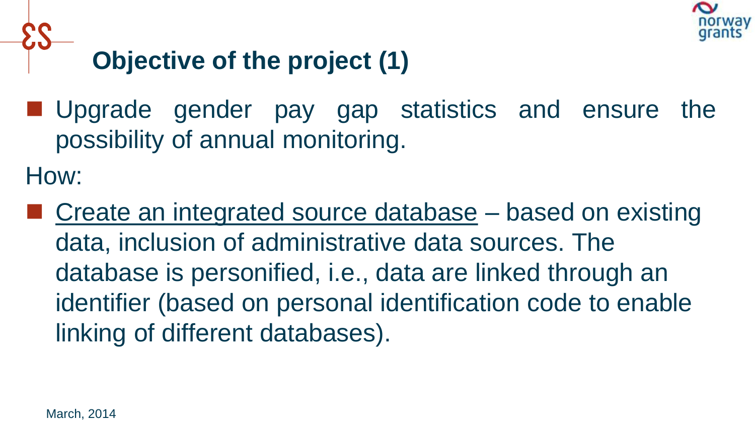# Objective of the project (1)

- Upgrade gender pay gap statistics and ensure the possibility of annual monitoring.

How:

- <u>Create an integrated source database</u> – based on existing data, inclusion of administrative data sources. The database is personified, i.e., data are linked through an identifier (based on personal identification code to enable linking of different databases).

March, 2014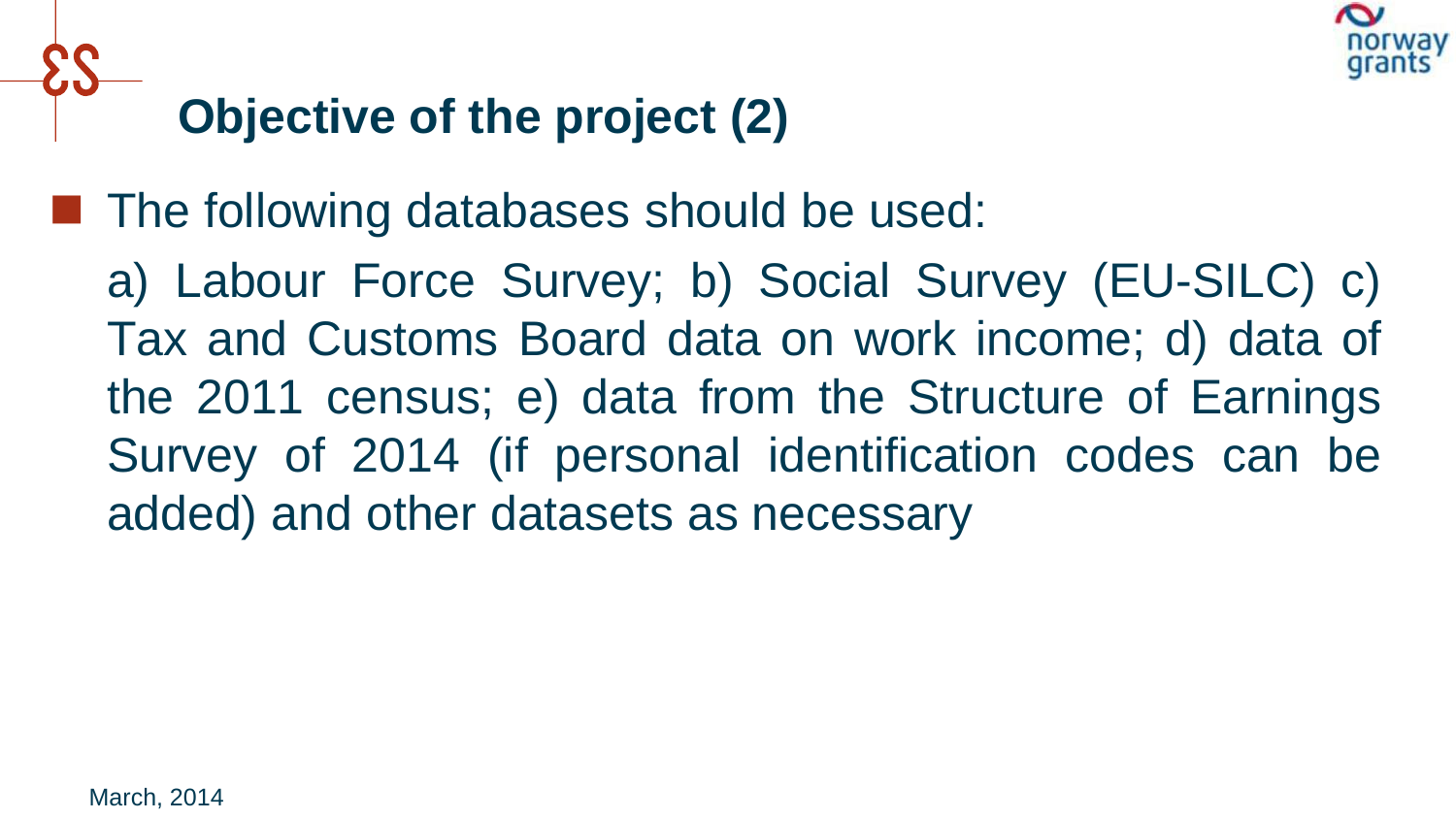## Objective of the project (2)

- The following databases should be used:

  a) Labour Force Survey; b) Social Survey (EU-SILC) c) Tax and Customs Board data on work income; d) data of the 2011 census; e) data from the Structure of Earnings Survey of 2014 (if personal identification codes can be added) and other datasets as necessary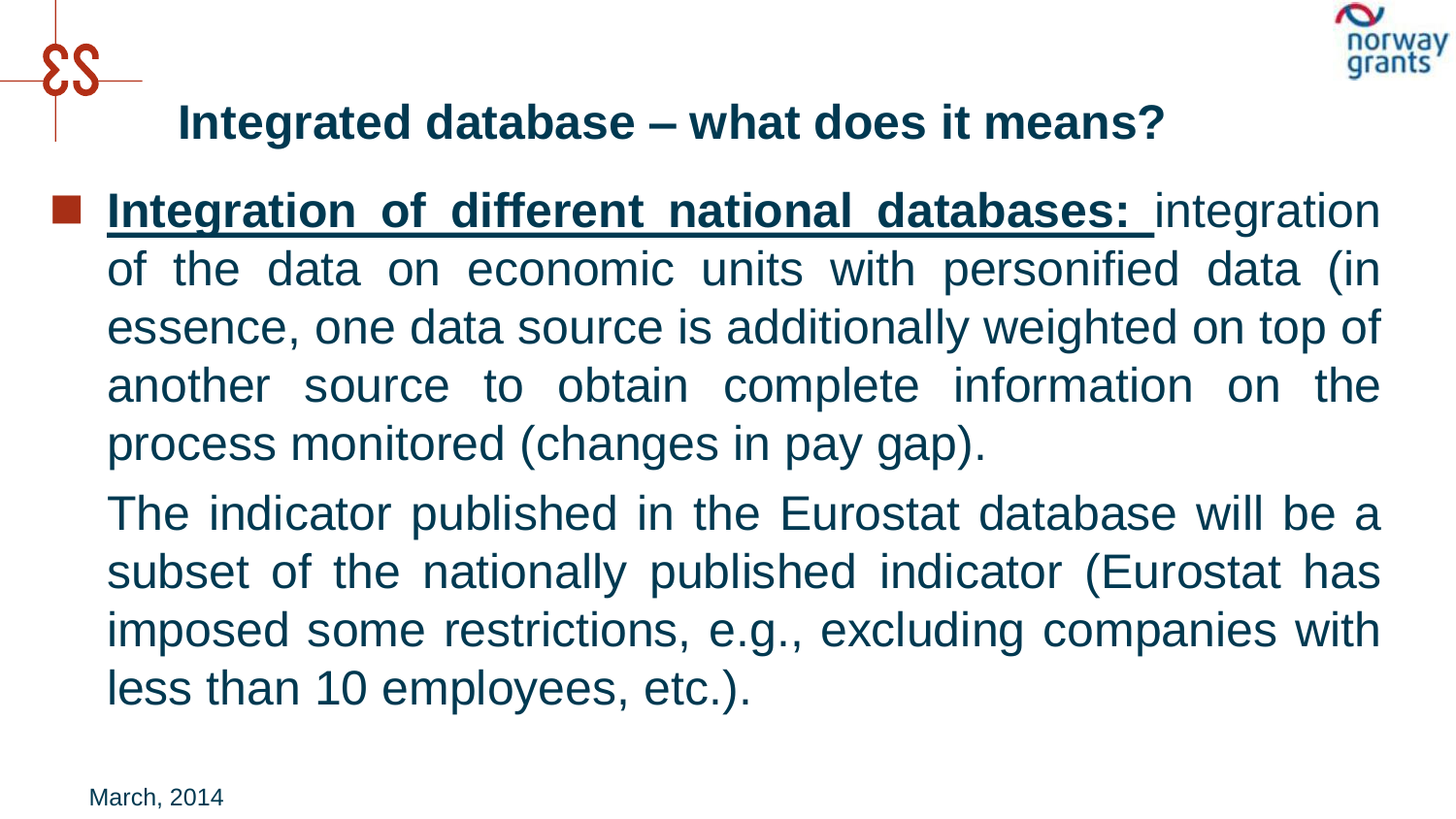## Integrated database – what does it means?

- **Integration of different national databases:** integration of the data on economic units with personified data (in essence, one data source is additionally weighted on top of another source to obtain complete information on the process monitored (changes in pay gap).

  The indicator published in the Eurostat database will be a subset of the nationally published indicator (Eurostat has imposed some restrictions, e.g., excluding companies with less than 10 employees, etc.).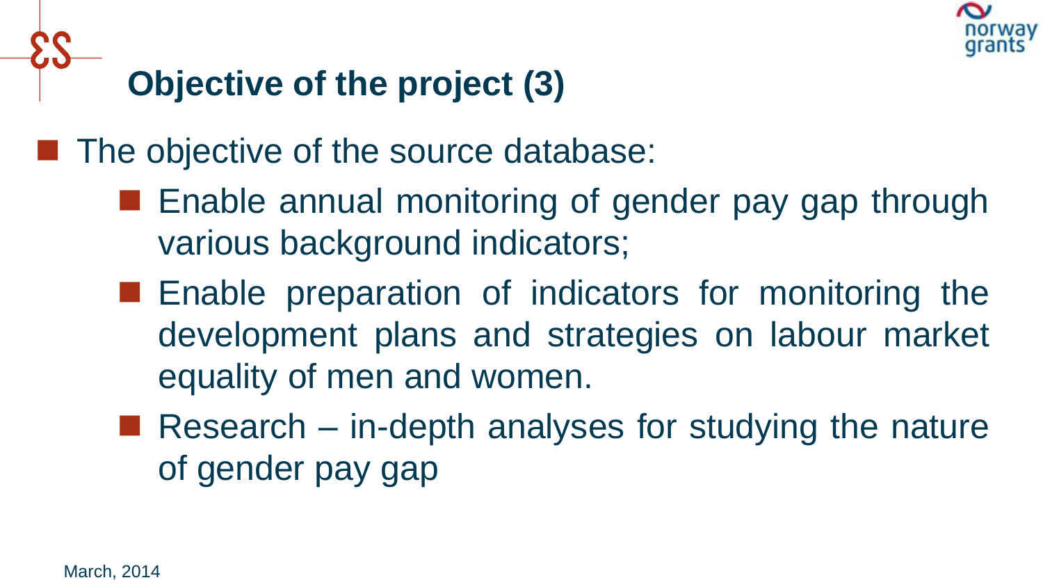# Objective of the project (3)

- The objective of the source database:
  - Enable annual monitoring of gender pay gap through various background indicators;
  - Enable preparation of indicators for monitoring the development plans and strategies on labour market equality of men and women.
  - Research – in-depth analyses for studying the nature of gender pay gap

March, 2014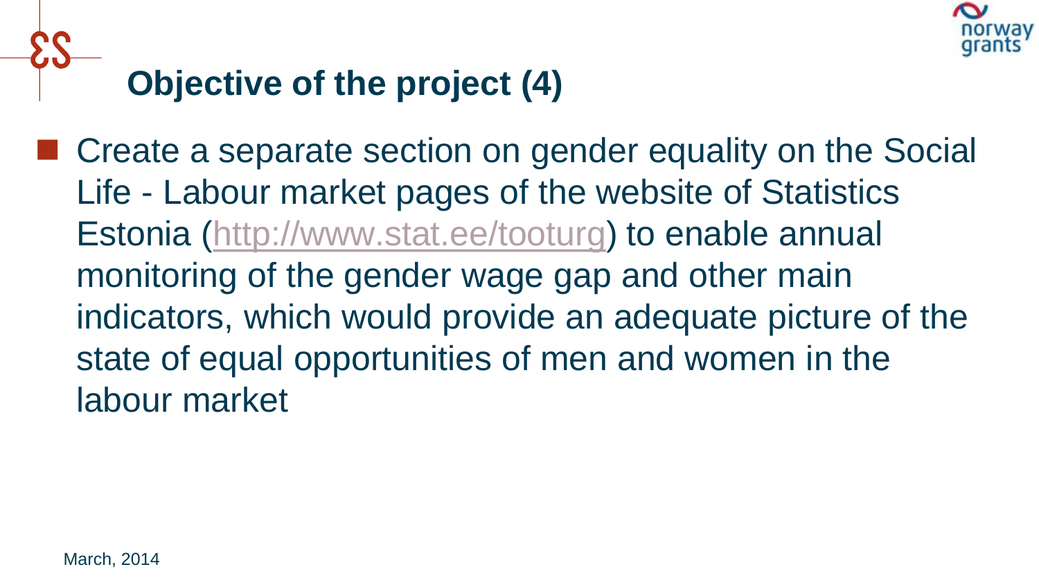# Objective of the project (4)

- Create a separate section on gender equality on the Social Life - Labour market pages of the website of Statistics Estonia (http://www.stat.ee/tooturg) to enable annual monitoring of the gender wage gap and other main indicators, which would provide an adequate picture of the state of equal opportunities of men and women in the labour market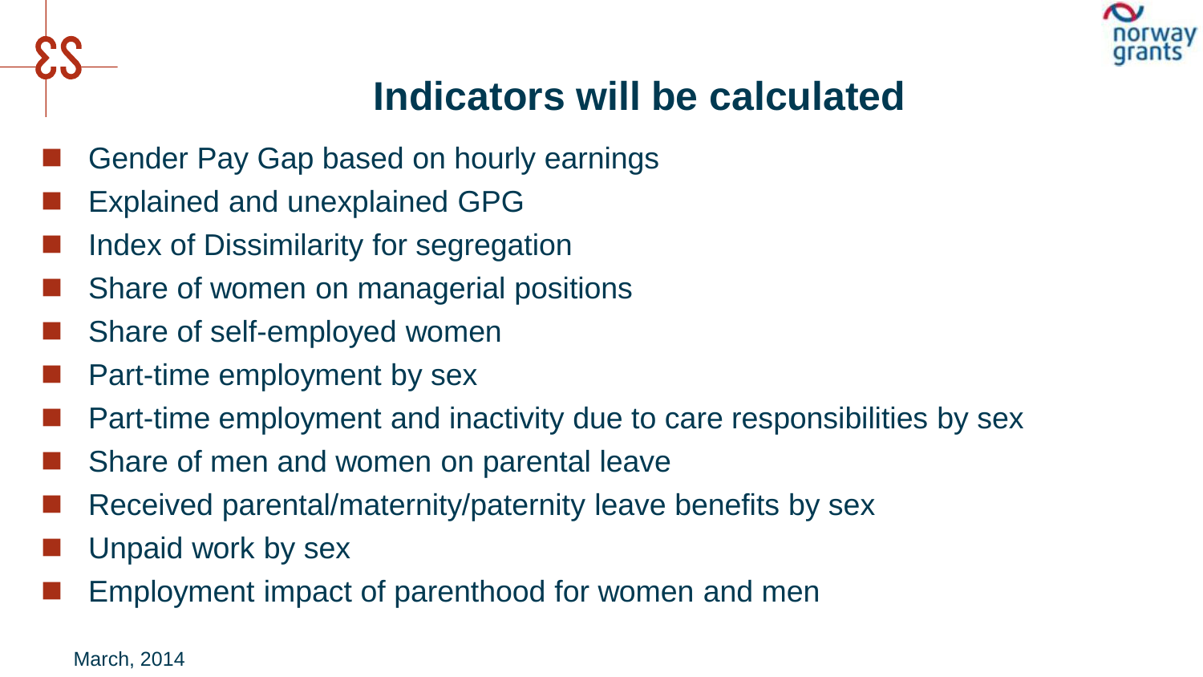# Indicators will be calculated

- Gender Pay Gap based on hourly earnings
- Explained and unexplained GPG
- Index of Dissimilarity for segregation
- Share of women on managerial positions
- Share of self-employed women
- Part-time employment by sex
- Part-time employment and inactivity due to care responsibilities by sex
- Share of men and women on parental leave
- Received parental/maternity/paternity leave benefits by sex
- Unpaid work by sex
- Employment impact of parenthood for women and men

March, 2014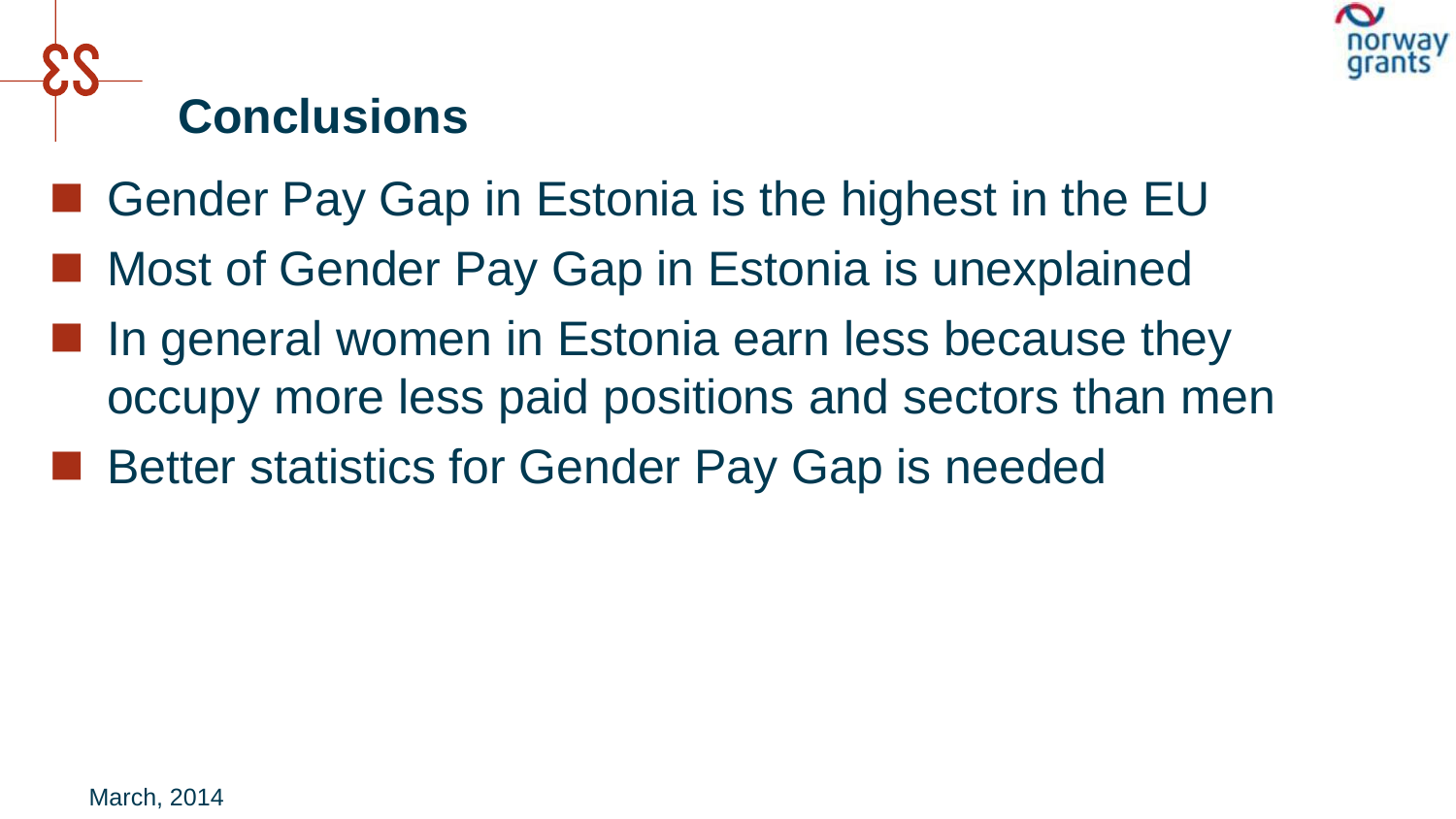## Conclusions

- Gender Pay Gap in Estonia is the highest in the EU
- Most of Gender Pay Gap in Estonia is unexplained
- In general women in Estonia earn less because they occupy more less paid positions and sectors than men
- Better statistics for Gender Pay Gap is needed

March, 2014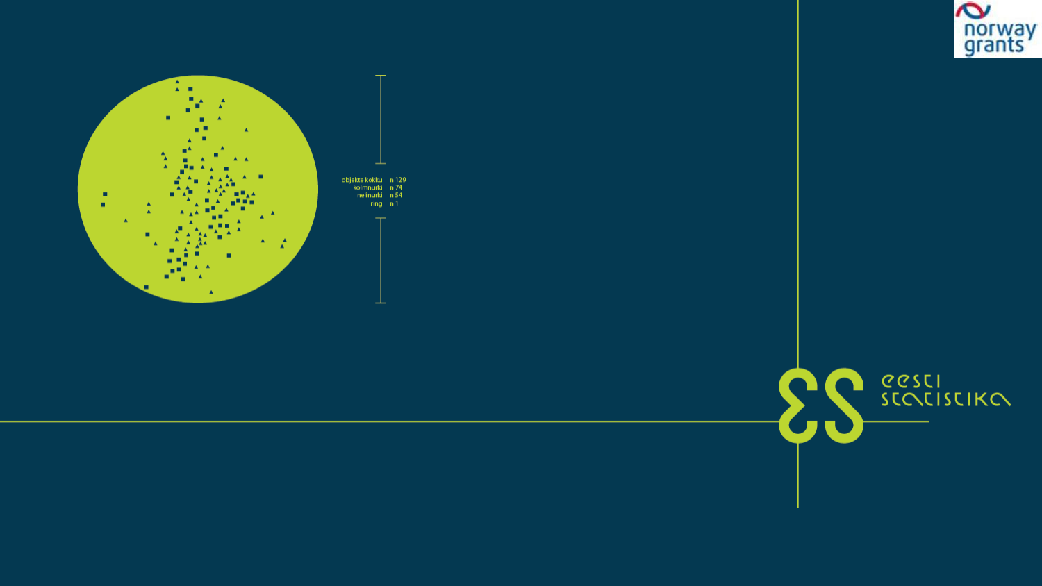objekte kokku n 129
kolmnurki n 74
nelinurki n 54
ring n 1

norway grants

eesti statistika